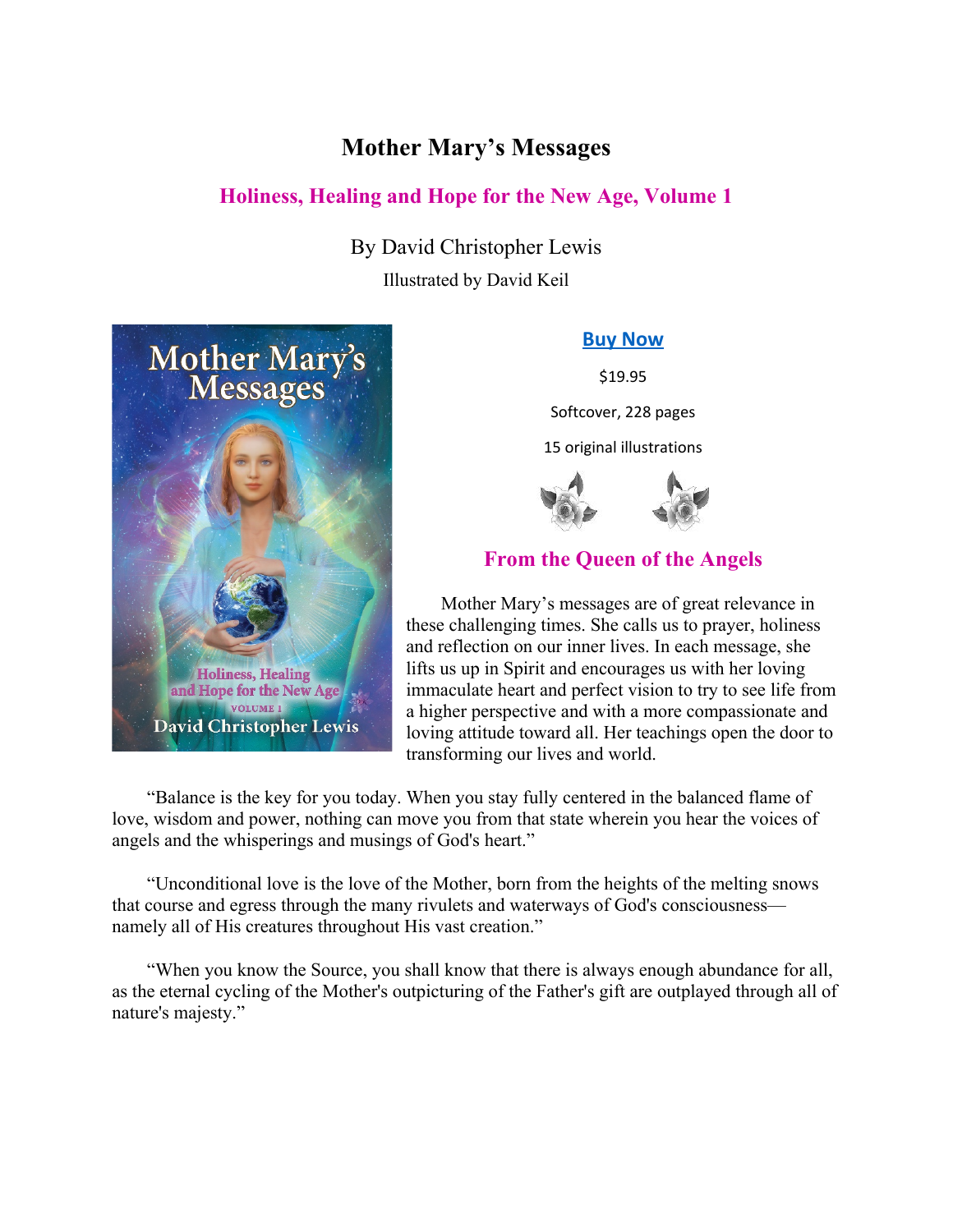# Mother Mary's Messages

## Holiness, Healing and Hope for the New Age, Volume 1

By David Christopher Lewis

Illustrated by David Keil

**Buy Now**

$19.95

Softcover, 228 pages

15 original illustrations

## From the Queen of the Angels

Mother Mary's messages are of great relevance in these challenging times. She calls us to prayer, holiness and reflection on our inner lives. In each message, she lifts us up in Spirit and encourages us with her loving immaculate heart and perfect vision to try to see life from a higher perspective and with a more compassionate and loving attitude toward all. Her teachings open the door to transforming our lives and world.

"Balance is the key for you today. When you stay fully centered in the balanced flame of love, wisdom and power, nothing can move you from that state wherein you hear the voices of angels and the whisperings and musings of God's heart."

"Unconditional love is the love of the Mother, born from the heights of the melting snows that course and egress through the many rivulets and waterways of God's consciousness—namely all of His creatures throughout His vast creation."

"When you know the Source, you shall know that there is always enough abundance for all, as the eternal cycling of the Mother's outpicturing of the Father's gift are outplayed through all of nature's majesty."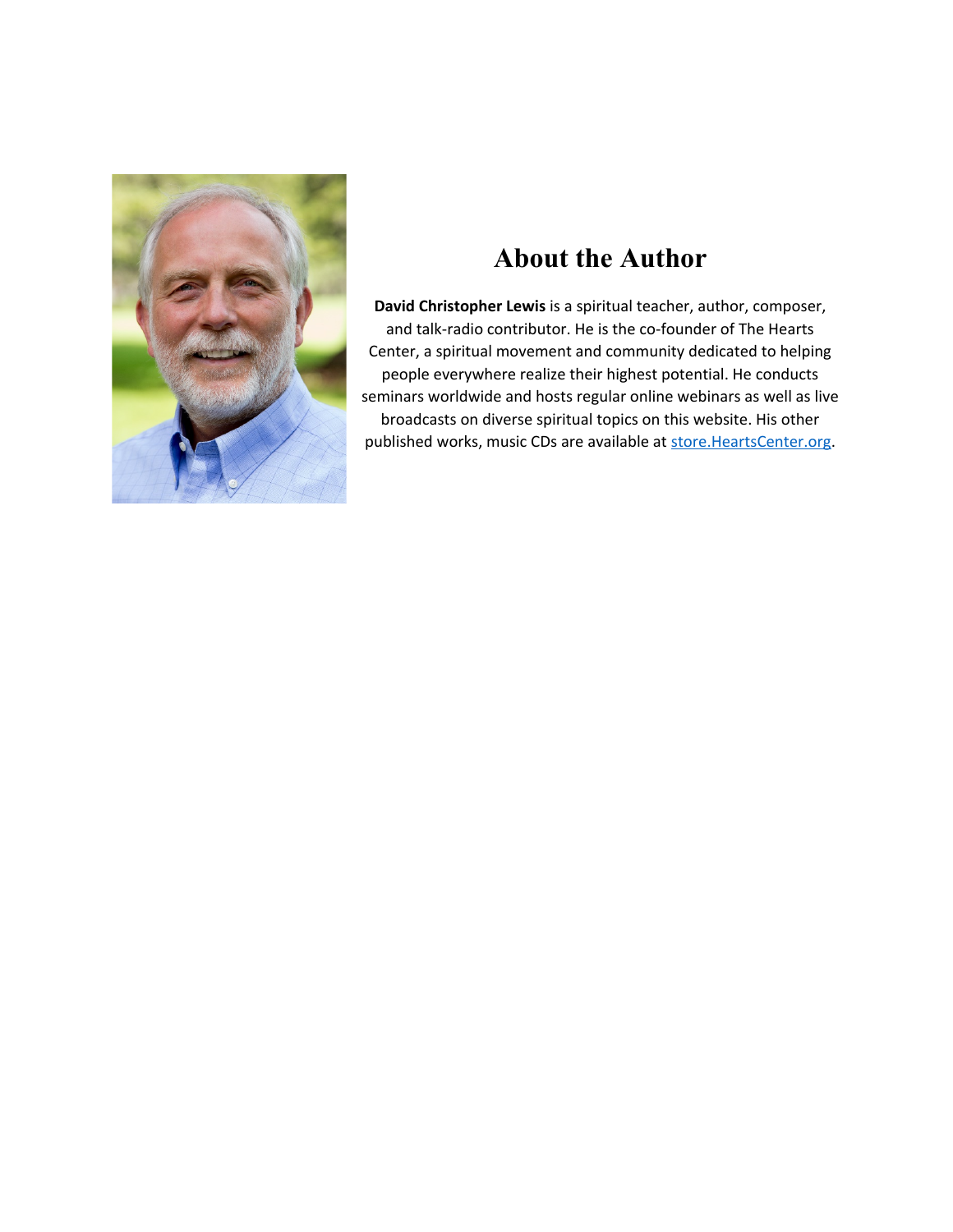## About the Author

**David Christopher Lewis** is a spiritual teacher, author, composer, and talk-radio contributor. He is the co-founder of The Hearts Center, a spiritual movement and community dedicated to helping people everywhere realize their highest potential. He conducts seminars worldwide and hosts regular online webinars as well as live broadcasts on diverse spiritual topics on this website. His other published works, music CDs are available at store.HeartsCenter.org.